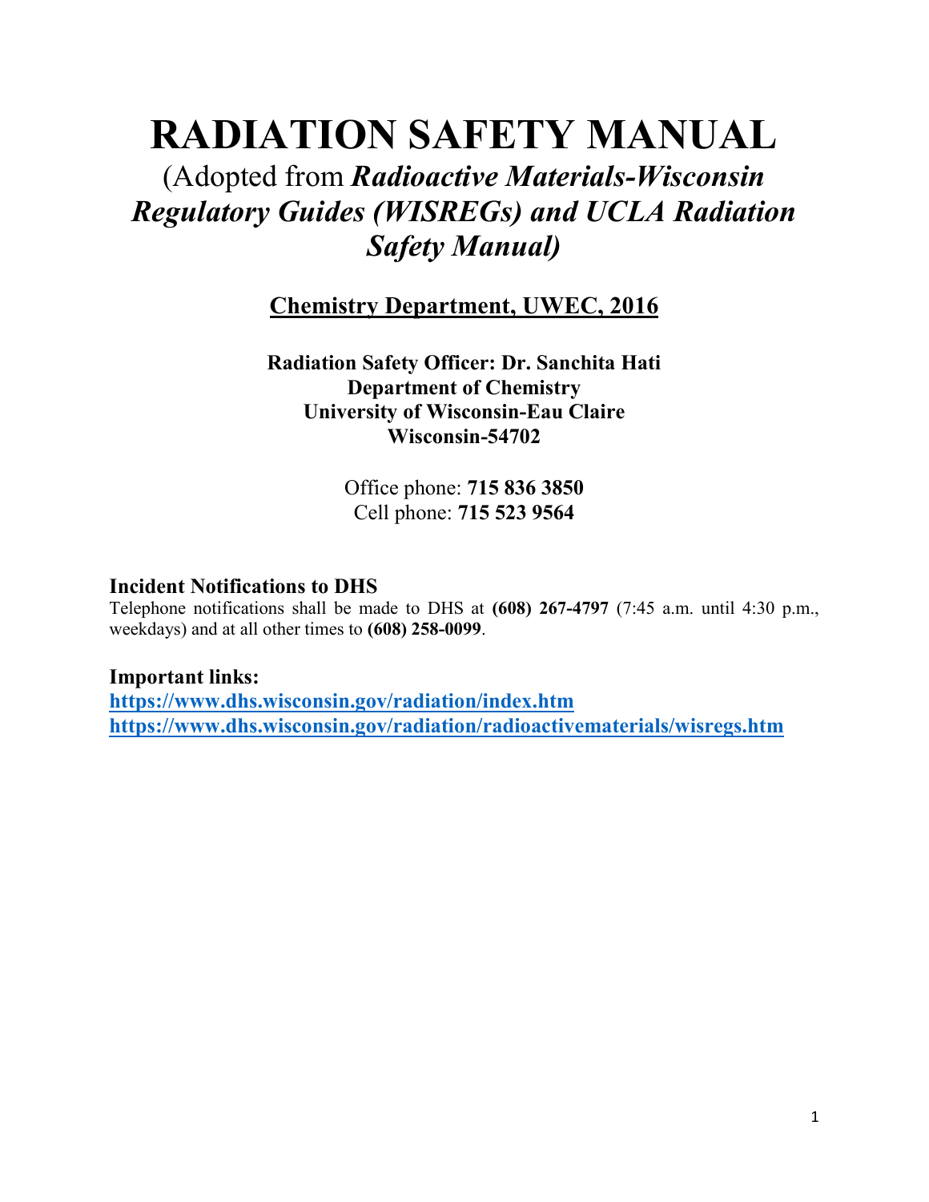# RADIATION SAFETY MANUAL

## (Adopted from *Radioactive Materials-Wisconsin Regulatory Guides (WISREGs) and UCLA Radiation Safety Manual)*

**Chemistry Department, UWEC, 2016**

**Radiation Safety Officer: Dr. Sanchita Hati**
**Department of Chemistry**
**University of Wisconsin-Eau Claire**
**Wisconsin-54702**

Office phone: **715 836 3850**
Cell phone: **715 523 9564**

### Incident Notifications to DHS

Telephone notifications shall be made to DHS at **(608) 267-4797** (7:45 a.m. until 4:30 p.m., weekdays) and at all other times to **(608) 258-0099**.

### Important links:

**https://www.dhs.wisconsin.gov/radiation/index.htm**
**https://www.dhs.wisconsin.gov/radiation/radioactivematerials/wisregs.htm**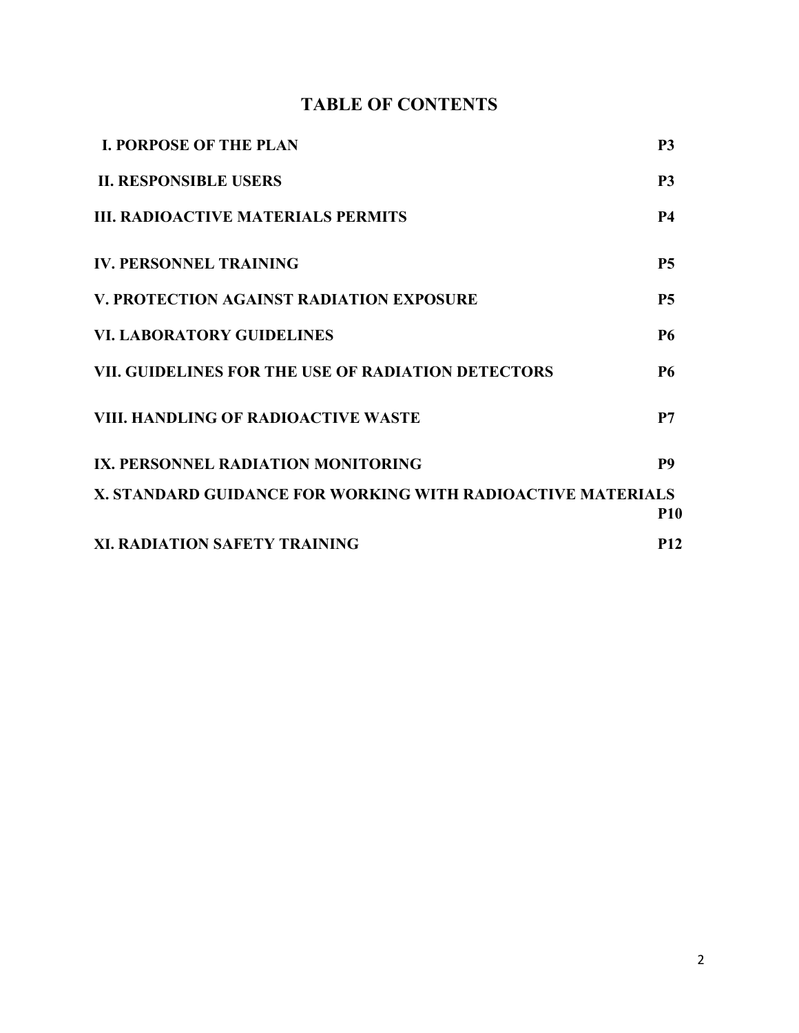# TABLE OF CONTENTS

| | |
|---|---|
| **I. PORPOSE OF THE PLAN** | **P3** |
| **II. RESPONSIBLE USERS** | **P3** |
| **III. RADIOACTIVE MATERIALS PERMITS** | **P4** |
| **IV. PERSONNEL TRAINING** | **P5** |
| **V. PROTECTION AGAINST RADIATION EXPOSURE** | **P5** |
| **VI. LABORATORY GUIDELINES** | **P6** |
| **VII. GUIDELINES FOR THE USE OF RADIATION DETECTORS** | **P6** |
| **VIII. HANDLING OF RADIOACTIVE WASTE** | **P7** |
| **IX. PERSONNEL RADIATION MONITORING** | **P9** |
| **X. STANDARD GUIDANCE FOR WORKING WITH RADIOACTIVE MATERIALS** | **P10** |
| **XI. RADIATION SAFETY TRAINING** | **P12** |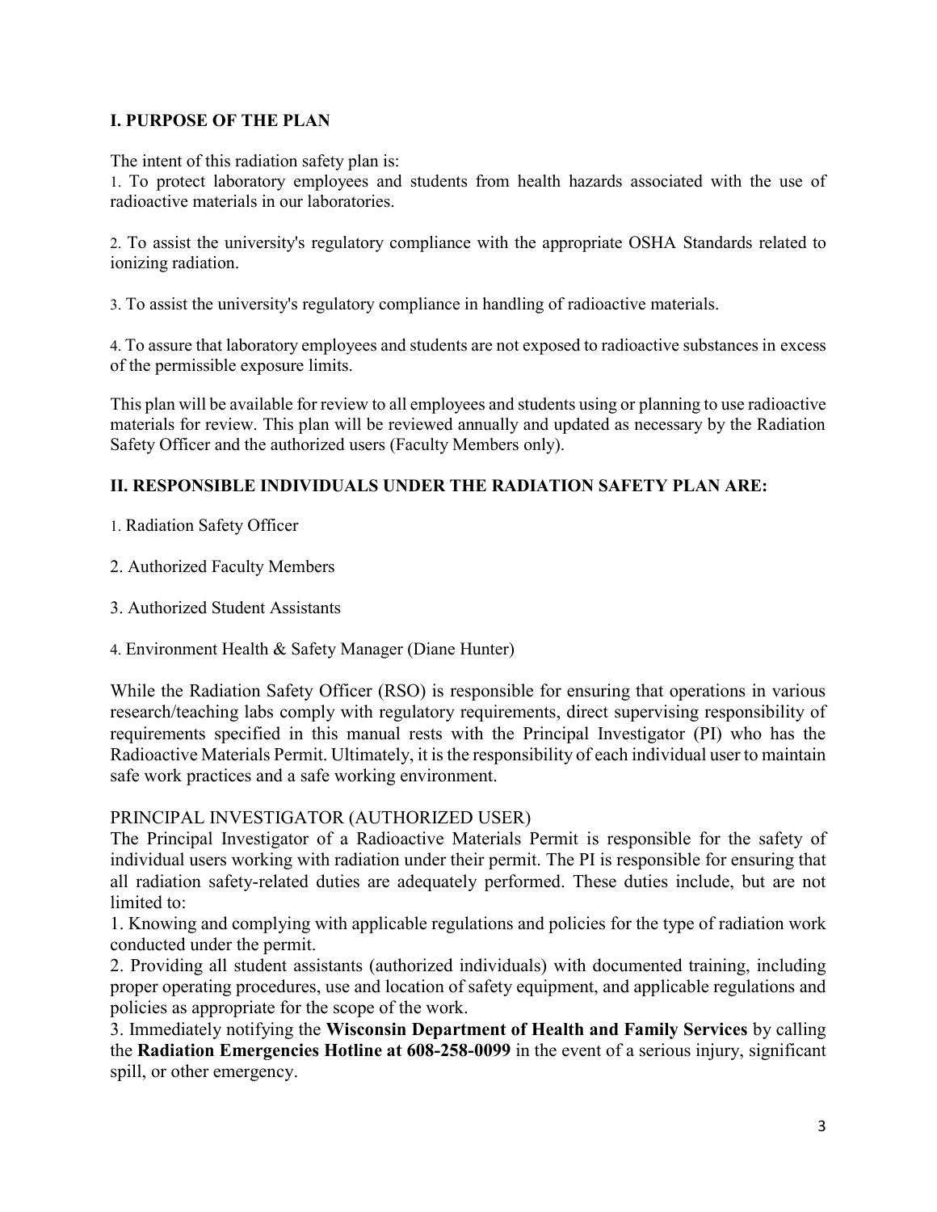## I. PURPOSE OF THE PLAN

The intent of this radiation safety plan is:

1. To protect laboratory employees and students from health hazards associated with the use of radioactive materials in our laboratories.

2. To assist the university's regulatory compliance with the appropriate OSHA Standards related to ionizing radiation.

3. To assist the university's regulatory compliance in handling of radioactive materials.

4. To assure that laboratory employees and students are not exposed to radioactive substances in excess of the permissible exposure limits.

This plan will be available for review to all employees and students using or planning to use radioactive materials for review. This plan will be reviewed annually and updated as necessary by the Radiation Safety Officer and the authorized users (Faculty Members only).

## II. RESPONSIBLE INDIVIDUALS UNDER THE RADIATION SAFETY PLAN ARE:

1. Radiation Safety Officer

2. Authorized Faculty Members

3. Authorized Student Assistants

4. Environment Health & Safety Manager (Diane Hunter)

While the Radiation Safety Officer (RSO) is responsible for ensuring that operations in various research/teaching labs comply with regulatory requirements, direct supervising responsibility of requirements specified in this manual rests with the Principal Investigator (PI) who has the Radioactive Materials Permit. Ultimately, it is the responsibility of each individual user to maintain safe work practices and a safe working environment.

PRINCIPAL INVESTIGATOR (AUTHORIZED USER)

The Principal Investigator of a Radioactive Materials Permit is responsible for the safety of individual users working with radiation under their permit. The PI is responsible for ensuring that all radiation safety-related duties are adequately performed. These duties include, but are not limited to:

1. Knowing and complying with applicable regulations and policies for the type of radiation work conducted under the permit.
2. Providing all student assistants (authorized individuals) with documented training, including proper operating procedures, use and location of safety equipment, and applicable regulations and policies as appropriate for the scope of the work.
3. Immediately notifying the **Wisconsin Department of Health and Family Services** by calling the **Radiation Emergencies Hotline at 608-258-0099** in the event of a serious injury, significant spill, or other emergency.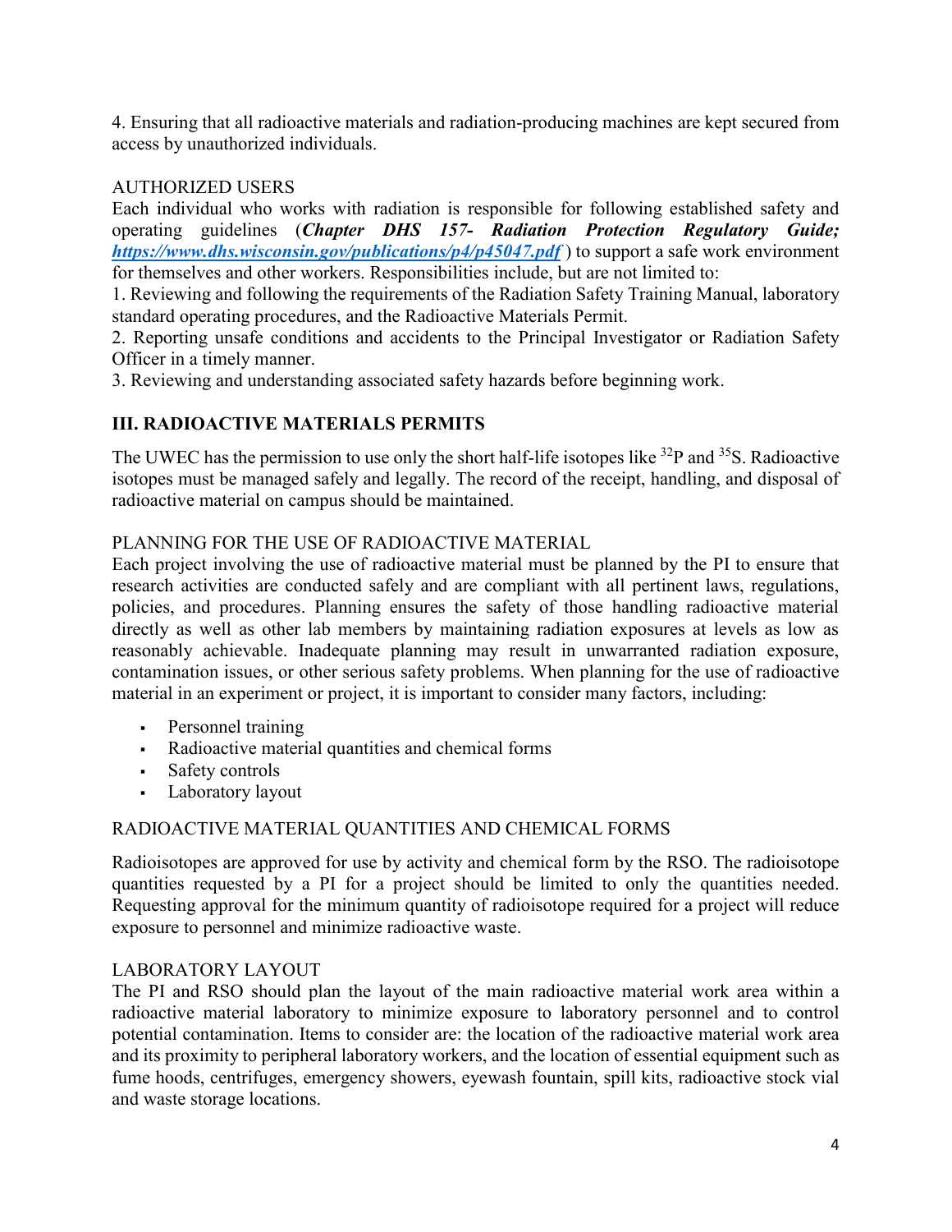4. Ensuring that all radioactive materials and radiation-producing machines are kept secured from access by unauthorized individuals.

AUTHORIZED USERS

Each individual who works with radiation is responsible for following established safety and operating guidelines (***Chapter DHS 157- Radiation Protection Regulatory Guide; https://www.dhs.wisconsin.gov/publications/p4/p45047.pdf***) to support a safe work environment for themselves and other workers. Responsibilities include, but are not limited to:

1. Reviewing and following the requirements of the Radiation Safety Training Manual, laboratory standard operating procedures, and the Radioactive Materials Permit.
2. Reporting unsafe conditions and accidents to the Principal Investigator or Radiation Safety Officer in a timely manner.
3. Reviewing and understanding associated safety hazards before beginning work.

## III. RADIOACTIVE MATERIALS PERMITS

The UWEC has the permission to use only the short half-life isotopes like $^{32}P$ and $^{35}S$. Radioactive isotopes must be managed safely and legally. The record of the receipt, handling, and disposal of radioactive material on campus should be maintained.

PLANNING FOR THE USE OF RADIOACTIVE MATERIAL

Each project involving the use of radioactive material must be planned by the PI to ensure that research activities are conducted safely and are compliant with all pertinent laws, regulations, policies, and procedures. Planning ensures the safety of those handling radioactive material directly as well as other lab members by maintaining radiation exposures at levels as low as reasonably achievable. Inadequate planning may result in unwarranted radiation exposure, contamination issues, or other serious safety problems. When planning for the use of radioactive material in an experiment or project, it is important to consider many factors, including:

- Personnel training
- Radioactive material quantities and chemical forms
- Safety controls
- Laboratory layout

RADIOACTIVE MATERIAL QUANTITIES AND CHEMICAL FORMS

Radioisotopes are approved for use by activity and chemical form by the RSO. The radioisotope quantities requested by a PI for a project should be limited to only the quantities needed. Requesting approval for the minimum quantity of radioisotope required for a project will reduce exposure to personnel and minimize radioactive waste.

LABORATORY LAYOUT

The PI and RSO should plan the layout of the main radioactive material work area within a radioactive material laboratory to minimize exposure to laboratory personnel and to control potential contamination. Items to consider are: the location of the radioactive material work area and its proximity to peripheral laboratory workers, and the location of essential equipment such as fume hoods, centrifuges, emergency showers, eyewash fountain, spill kits, radioactive stock vial and waste storage locations.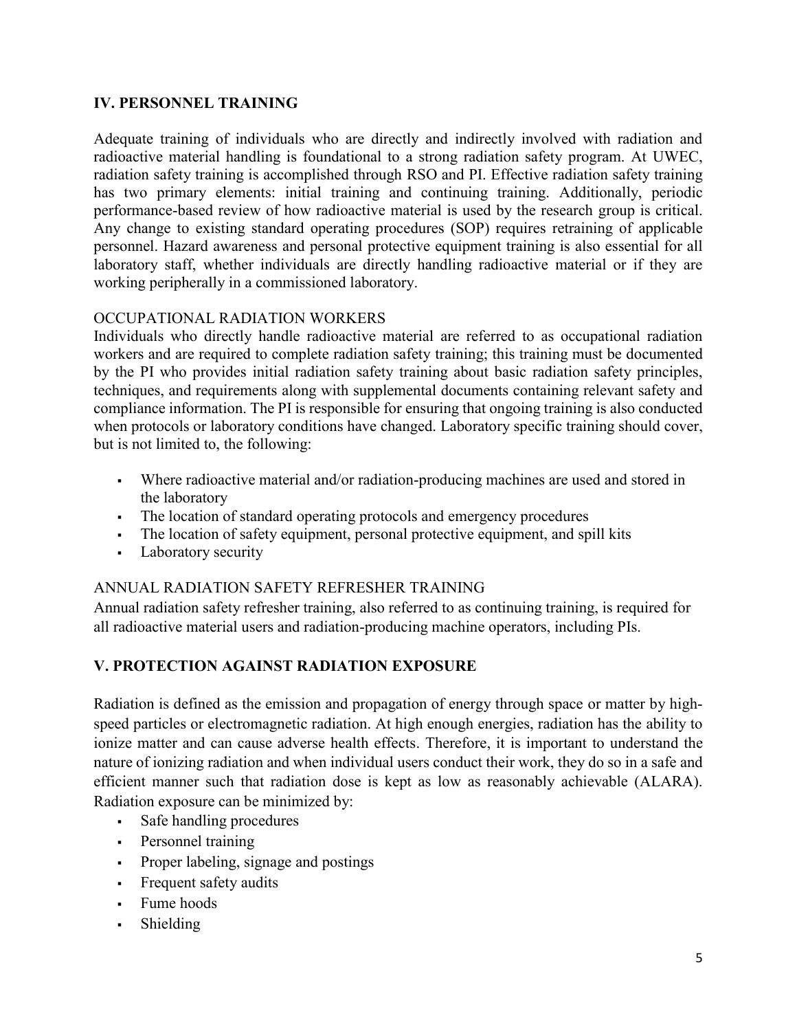## IV. PERSONNEL TRAINING

Adequate training of individuals who are directly and indirectly involved with radiation and radioactive material handling is foundational to a strong radiation safety program. At UWEC, radiation safety training is accomplished through RSO and PI. Effective radiation safety training has two primary elements: initial training and continuing training. Additionally, periodic performance-based review of how radioactive material is used by the research group is critical. Any change to existing standard operating procedures (SOP) requires retraining of applicable personnel. Hazard awareness and personal protective equipment training is also essential for all laboratory staff, whether individuals are directly handling radioactive material or if they are working peripherally in a commissioned laboratory.

### OCCUPATIONAL RADIATION WORKERS

Individuals who directly handle radioactive material are referred to as occupational radiation workers and are required to complete radiation safety training; this training must be documented by the PI who provides initial radiation safety training about basic radiation safety principles, techniques, and requirements along with supplemental documents containing relevant safety and compliance information. The PI is responsible for ensuring that ongoing training is also conducted when protocols or laboratory conditions have changed. Laboratory specific training should cover, but is not limited to, the following:

- Where radioactive material and/or radiation-producing machines are used and stored in the laboratory
- The location of standard operating protocols and emergency procedures
- The location of safety equipment, personal protective equipment, and spill kits
- Laboratory security

### ANNUAL RADIATION SAFETY REFRESHER TRAINING

Annual radiation safety refresher training, also referred to as continuing training, is required for all radioactive material users and radiation-producing machine operators, including PIs.

## V. PROTECTION AGAINST RADIATION EXPOSURE

Radiation is defined as the emission and propagation of energy through space or matter by high-speed particles or electromagnetic radiation. At high enough energies, radiation has the ability to ionize matter and can cause adverse health effects. Therefore, it is important to understand the nature of ionizing radiation and when individual users conduct their work, they do so in a safe and efficient manner such that radiation dose is kept as low as reasonably achievable (ALARA). Radiation exposure can be minimized by:

- Safe handling procedures
- Personnel training
- Proper labeling, signage and postings
- Frequent safety audits
- Fume hoods
- Shielding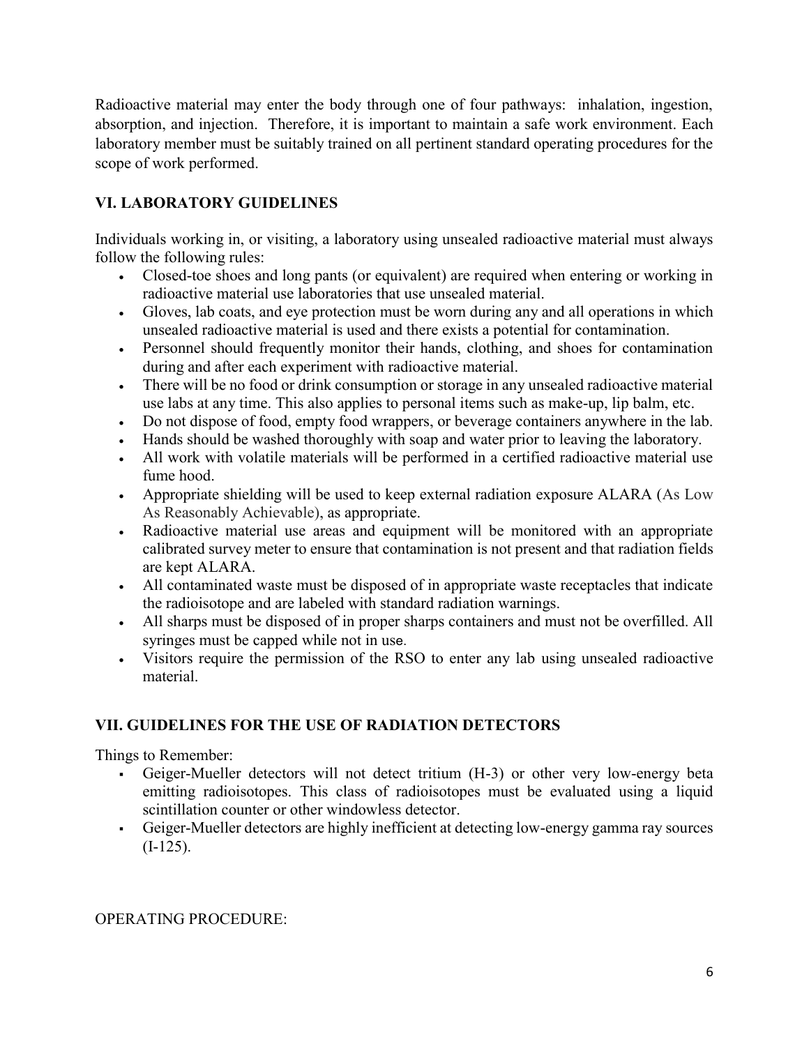Radioactive material may enter the body through one of four pathways: inhalation, ingestion, absorption, and injection. Therefore, it is important to maintain a safe work environment. Each laboratory member must be suitably trained on all pertinent standard operating procedures for the scope of work performed.

## VI. LABORATORY GUIDELINES

Individuals working in, or visiting, a laboratory using unsealed radioactive material must always follow the following rules:

- Closed-toe shoes and long pants (or equivalent) are required when entering or working in radioactive material use laboratories that use unsealed material.
- Gloves, lab coats, and eye protection must be worn during any and all operations in which unsealed radioactive material is used and there exists a potential for contamination.
- Personnel should frequently monitor their hands, clothing, and shoes for contamination during and after each experiment with radioactive material.
- There will be no food or drink consumption or storage in any unsealed radioactive material use labs at any time. This also applies to personal items such as make-up, lip balm, etc.
- Do not dispose of food, empty food wrappers, or beverage containers anywhere in the lab.
- Hands should be washed thoroughly with soap and water prior to leaving the laboratory.
- All work with volatile materials will be performed in a certified radioactive material use fume hood.
- Appropriate shielding will be used to keep external radiation exposure ALARA (As Low As Reasonably Achievable), as appropriate.
- Radioactive material use areas and equipment will be monitored with an appropriate calibrated survey meter to ensure that contamination is not present and that radiation fields are kept ALARA.
- All contaminated waste must be disposed of in appropriate waste receptacles that indicate the radioisotope and are labeled with standard radiation warnings.
- All sharps must be disposed of in proper sharps containers and must not be overfilled. All syringes must be capped while not in use.
- Visitors require the permission of the RSO to enter any lab using unsealed radioactive material.

## VII. GUIDELINES FOR THE USE OF RADIATION DETECTORS

Things to Remember:

- Geiger-Mueller detectors will not detect tritium (H-3) or other very low-energy beta emitting radioisotopes. This class of radioisotopes must be evaluated using a liquid scintillation counter or other windowless detector.
- Geiger-Mueller detectors are highly inefficient at detecting low-energy gamma ray sources (I-125).

OPERATING PROCEDURE: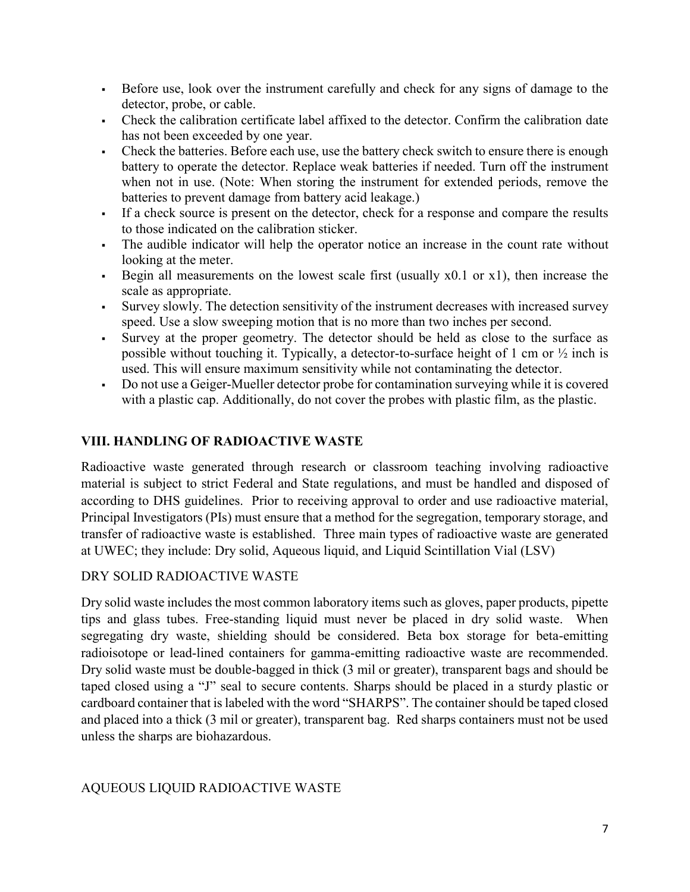- Before use, look over the instrument carefully and check for any signs of damage to the detector, probe, or cable.
- Check the calibration certificate label affixed to the detector. Confirm the calibration date has not been exceeded by one year.
- Check the batteries. Before each use, use the battery check switch to ensure there is enough battery to operate the detector. Replace weak batteries if needed. Turn off the instrument when not in use. (Note: When storing the instrument for extended periods, remove the batteries to prevent damage from battery acid leakage.)
- If a check source is present on the detector, check for a response and compare the results to those indicated on the calibration sticker.
- The audible indicator will help the operator notice an increase in the count rate without looking at the meter.
- Begin all measurements on the lowest scale first (usually x0.1 or x1), then increase the scale as appropriate.
- Survey slowly. The detection sensitivity of the instrument decreases with increased survey speed. Use a slow sweeping motion that is no more than two inches per second.
- Survey at the proper geometry. The detector should be held as close to the surface as possible without touching it. Typically, a detector-to-surface height of 1 cm or ½ inch is used. This will ensure maximum sensitivity while not contaminating the detector.
- Do not use a Geiger-Mueller detector probe for contamination surveying while it is covered with a plastic cap. Additionally, do not cover the probes with plastic film, as the plastic.

## VIII. HANDLING OF RADIOACTIVE WASTE

Radioactive waste generated through research or classroom teaching involving radioactive material is subject to strict Federal and State regulations, and must be handled and disposed of according to DHS guidelines. Prior to receiving approval to order and use radioactive material, Principal Investigators (PIs) must ensure that a method for the segregation, temporary storage, and transfer of radioactive waste is established. Three main types of radioactive waste are generated at UWEC; they include: Dry solid, Aqueous liquid, and Liquid Scintillation Vial (LSV)

### DRY SOLID RADIOACTIVE WASTE

Dry solid waste includes the most common laboratory items such as gloves, paper products, pipette tips and glass tubes. Free-standing liquid must never be placed in dry solid waste. When segregating dry waste, shielding should be considered. Beta box storage for beta-emitting radioisotope or lead-lined containers for gamma-emitting radioactive waste are recommended. Dry solid waste must be double-bagged in thick (3 mil or greater), transparent bags and should be taped closed using a "J" seal to secure contents. Sharps should be placed in a sturdy plastic or cardboard container that is labeled with the word "SHARPS". The container should be taped closed and placed into a thick (3 mil or greater), transparent bag. Red sharps containers must not be used unless the sharps are biohazardous.

### AQUEOUS LIQUID RADIOACTIVE WASTE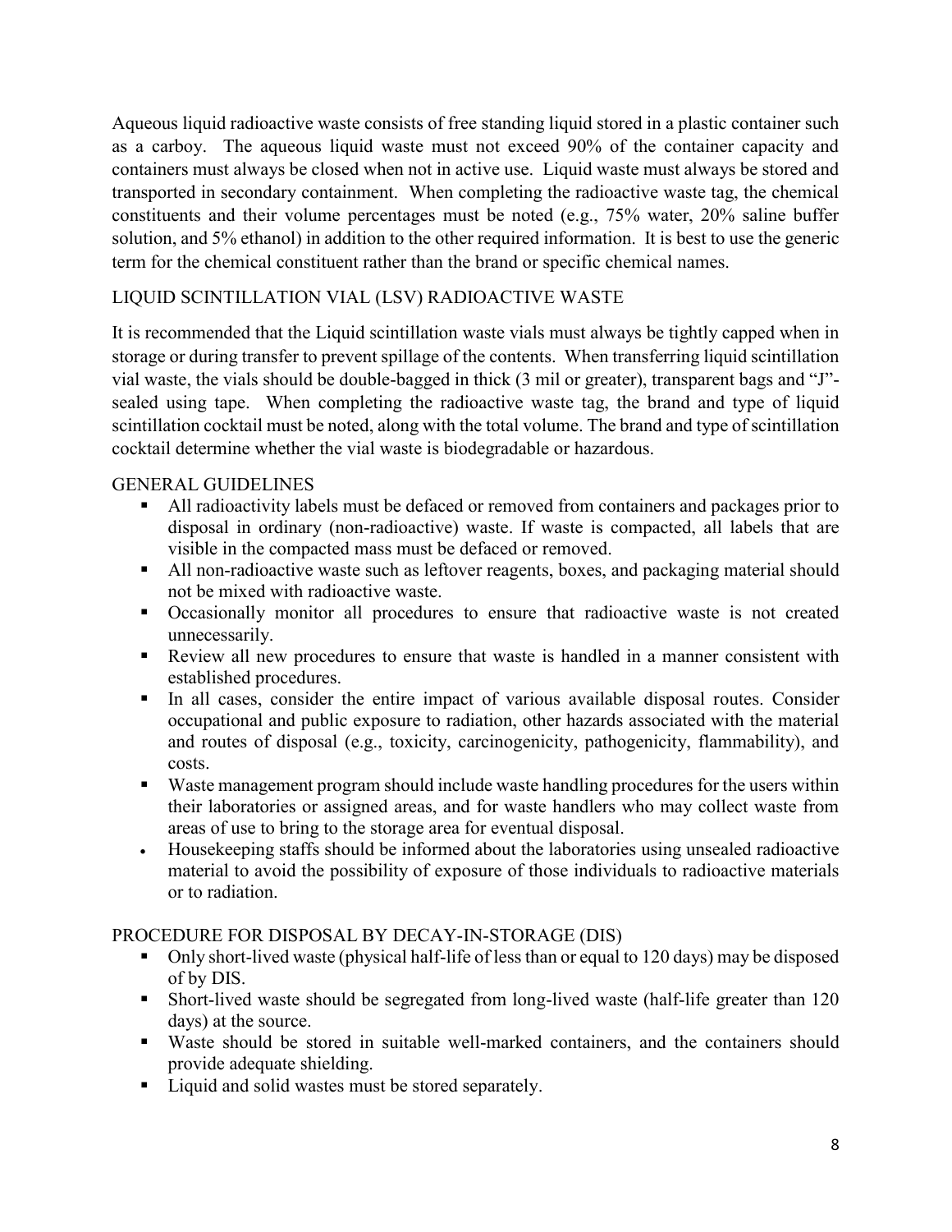Aqueous liquid radioactive waste consists of free standing liquid stored in a plastic container such as a carboy. The aqueous liquid waste must not exceed 90% of the container capacity and containers must always be closed when not in active use. Liquid waste must always be stored and transported in secondary containment. When completing the radioactive waste tag, the chemical constituents and their volume percentages must be noted (e.g., 75% water, 20% saline buffer solution, and 5% ethanol) in addition to the other required information. It is best to use the generic term for the chemical constituent rather than the brand or specific chemical names.

## LIQUID SCINTILLATION VIAL (LSV) RADIOACTIVE WASTE

It is recommended that the Liquid scintillation waste vials must always be tightly capped when in storage or during transfer to prevent spillage of the contents. When transferring liquid scintillation vial waste, the vials should be double-bagged in thick (3 mil or greater), transparent bags and "J"-sealed using tape. When completing the radioactive waste tag, the brand and type of liquid scintillation cocktail must be noted, along with the total volume. The brand and type of scintillation cocktail determine whether the vial waste is biodegradable or hazardous.

## GENERAL GUIDELINES

- All radioactivity labels must be defaced or removed from containers and packages prior to disposal in ordinary (non-radioactive) waste. If waste is compacted, all labels that are visible in the compacted mass must be defaced or removed.
- All non-radioactive waste such as leftover reagents, boxes, and packaging material should not be mixed with radioactive waste.
- Occasionally monitor all procedures to ensure that radioactive waste is not created unnecessarily.
- Review all new procedures to ensure that waste is handled in a manner consistent with established procedures.
- In all cases, consider the entire impact of various available disposal routes. Consider occupational and public exposure to radiation, other hazards associated with the material and routes of disposal (e.g., toxicity, carcinogenicity, pathogenicity, flammability), and costs.
- Waste management program should include waste handling procedures for the users within their laboratories or assigned areas, and for waste handlers who may collect waste from areas of use to bring to the storage area for eventual disposal.
- Housekeeping staffs should be informed about the laboratories using unsealed radioactive material to avoid the possibility of exposure of those individuals to radioactive materials or to radiation.

## PROCEDURE FOR DISPOSAL BY DECAY-IN-STORAGE (DIS)

- Only short-lived waste (physical half-life of less than or equal to 120 days) may be disposed of by DIS.
- Short-lived waste should be segregated from long-lived waste (half-life greater than 120 days) at the source.
- Waste should be stored in suitable well-marked containers, and the containers should provide adequate shielding.
- Liquid and solid wastes must be stored separately.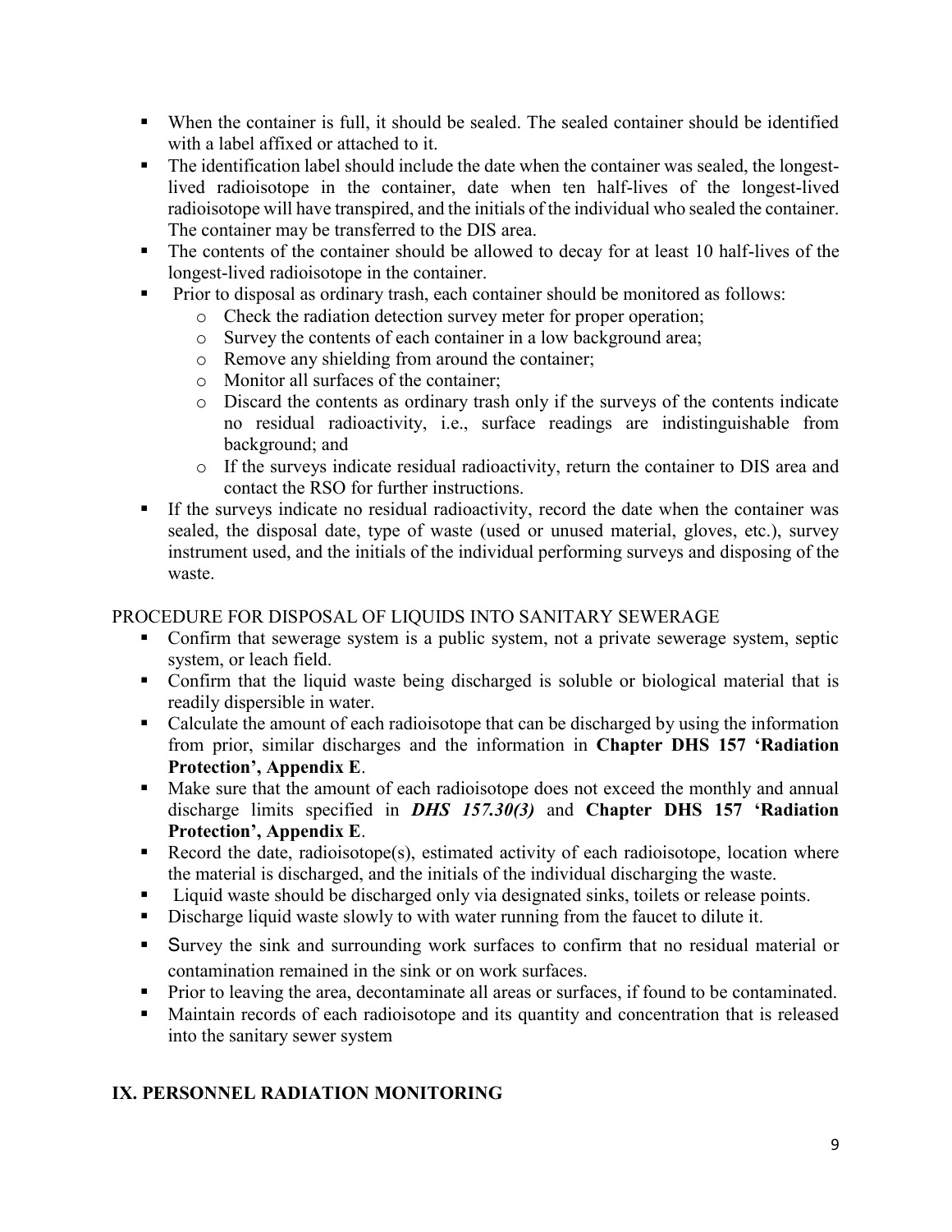- When the container is full, it should be sealed. The sealed container should be identified with a label affixed or attached to it.
- The identification label should include the date when the container was sealed, the longest-lived radioisotope in the container, date when ten half-lives of the longest-lived radioisotope will have transpired, and the initials of the individual who sealed the container. The container may be transferred to the DIS area.
- The contents of the container should be allowed to decay for at least 10 half-lives of the longest-lived radioisotope in the container.
- Prior to disposal as ordinary trash, each container should be monitored as follows:
  - Check the radiation detection survey meter for proper operation;
  - Survey the contents of each container in a low background area;
  - Remove any shielding from around the container;
  - Monitor all surfaces of the container;
  - Discard the contents as ordinary trash only if the surveys of the contents indicate no residual radioactivity, i.e., surface readings are indistinguishable from background; and
  - If the surveys indicate residual radioactivity, return the container to DIS area and contact the RSO for further instructions.
- If the surveys indicate no residual radioactivity, record the date when the container was sealed, the disposal date, type of waste (used or unused material, gloves, etc.), survey instrument used, and the initials of the individual performing surveys and disposing of the waste.

PROCEDURE FOR DISPOSAL OF LIQUIDS INTO SANITARY SEWERAGE

- Confirm that sewerage system is a public system, not a private sewerage system, septic system, or leach field.
- Confirm that the liquid waste being discharged is soluble or biological material that is readily dispersible in water.
- Calculate the amount of each radioisotope that can be discharged by using the information from prior, similar discharges and the information in **Chapter DHS 157 'Radiation Protection', Appendix E**.
- Make sure that the amount of each radioisotope does not exceed the monthly and annual discharge limits specified in ***DHS 157.30(3)*** and **Chapter DHS 157 'Radiation Protection', Appendix E**.
- Record the date, radioisotope(s), estimated activity of each radioisotope, location where the material is discharged, and the initials of the individual discharging the waste.
- Liquid waste should be discharged only via designated sinks, toilets or release points.
- Discharge liquid waste slowly to with water running from the faucet to dilute it.
- Survey the sink and surrounding work surfaces to confirm that no residual material or contamination remained in the sink or on work surfaces.
- Prior to leaving the area, decontaminate all areas or surfaces, if found to be contaminated.
- Maintain records of each radioisotope and its quantity and concentration that is released into the sanitary sewer system

## IX. PERSONNEL RADIATION MONITORING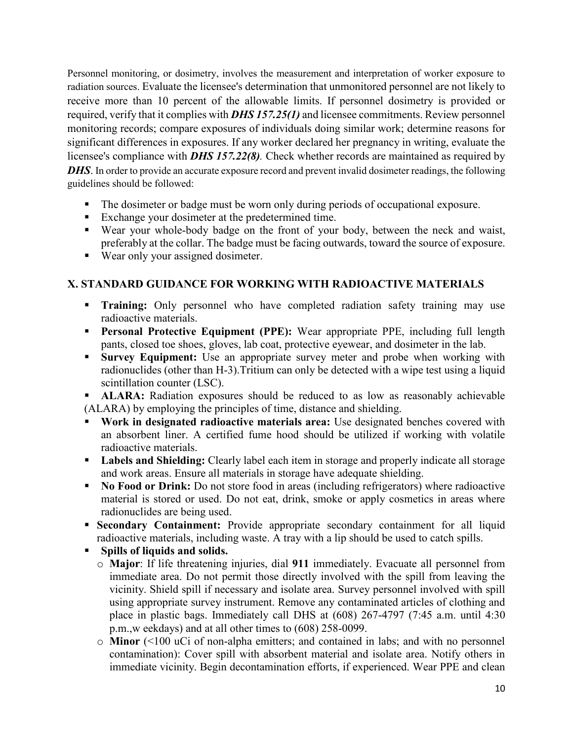Personnel monitoring, or dosimetry, involves the measurement and interpretation of worker exposure to radiation sources. Evaluate the licensee's determination that unmonitored personnel are not likely to receive more than 10 percent of the allowable limits. If personnel dosimetry is provided or required, verify that it complies with ***DHS 157.25(1)*** and licensee commitments. Review personnel monitoring records; compare exposures of individuals doing similar work; determine reasons for significant differences in exposures. If any worker declared her pregnancy in writing, evaluate the licensee's compliance with ***DHS 157.22(8)***. Check whether records are maintained as required by ***DHS***. In order to provide an accurate exposure record and prevent invalid dosimeter readings, the following guidelines should be followed:

- The dosimeter or badge must be worn only during periods of occupational exposure.
- Exchange your dosimeter at the predetermined time.
- Wear your whole-body badge on the front of your body, between the neck and waist, preferably at the collar. The badge must be facing outwards, toward the source of exposure.
- Wear only your assigned dosimeter.

## X. STANDARD GUIDANCE FOR WORKING WITH RADIOACTIVE MATERIALS

- **Training:** Only personnel who have completed radiation safety training may use radioactive materials.
- **Personal Protective Equipment (PPE):** Wear appropriate PPE, including full length pants, closed toe shoes, gloves, lab coat, protective eyewear, and dosimeter in the lab.
- **Survey Equipment:** Use an appropriate survey meter and probe when working with radionuclides (other than H-3).Tritium can only be detected with a wipe test using a liquid scintillation counter (LSC).
- **ALARA:** Radiation exposures should be reduced to as low as reasonably achievable (ALARA) by employing the principles of time, distance and shielding.
- **Work in designated radioactive materials area:** Use designated benches covered with an absorbent liner. A certified fume hood should be utilized if working with volatile radioactive materials.
- **Labels and Shielding:** Clearly label each item in storage and properly indicate all storage and work areas. Ensure all materials in storage have adequate shielding.
- **No Food or Drink:** Do not store food in areas (including refrigerators) where radioactive material is stored or used. Do not eat, drink, smoke or apply cosmetics in areas where radionuclides are being used.
- **Secondary Containment:** Provide appropriate secondary containment for all liquid radioactive materials, including waste. A tray with a lip should be used to catch spills.
- **Spills of liquids and solids.**
  - **Major**: If life threatening injuries, dial **911** immediately. Evacuate all personnel from immediate area. Do not permit those directly involved with the spill from leaving the vicinity. Shield spill if necessary and isolate area. Survey personnel involved with spill using appropriate survey instrument. Remove any contaminated articles of clothing and place in plastic bags. Immediately call DHS at (608) 267-4797 (7:45 a.m. until 4:30 p.m.,w eekdays) and at all other times to (608) 258-0099.
  - **Minor** (<100 uCi of non-alpha emitters; and contained in labs; and with no personnel contamination): Cover spill with absorbent material and isolate area. Notify others in immediate vicinity. Begin decontamination efforts, if experienced. Wear PPE and clean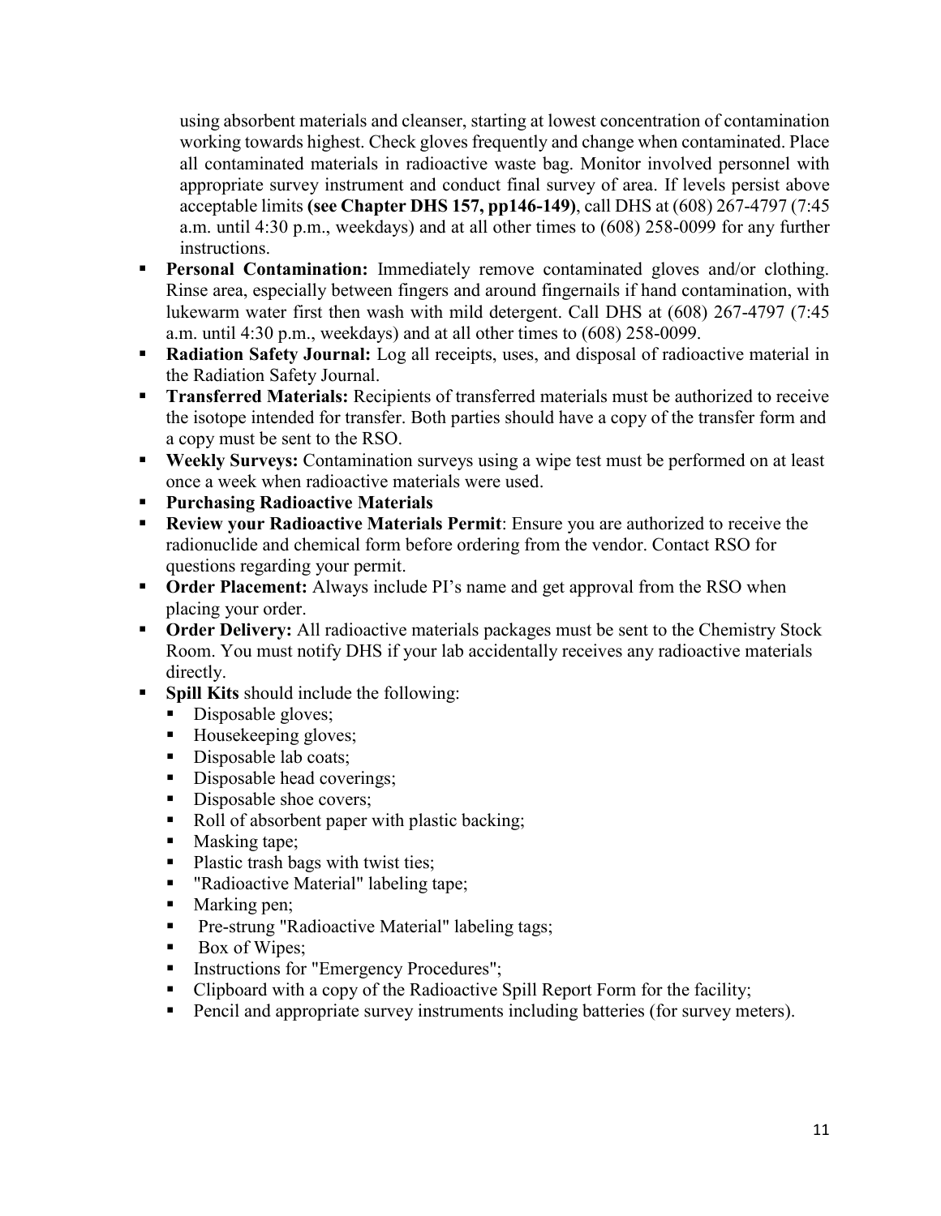using absorbent materials and cleanser, starting at lowest concentration of contamination working towards highest. Check gloves frequently and change when contaminated. Place all contaminated materials in radioactive waste bag. Monitor involved personnel with appropriate survey instrument and conduct final survey of area. If levels persist above acceptable limits **(see Chapter DHS 157, pp146-149)**, call DHS at (608) 267-4797 (7:45 a.m. until 4:30 p.m., weekdays) and at all other times to (608) 258-0099 for any further instructions.

- **Personal Contamination:** Immediately remove contaminated gloves and/or clothing. Rinse area, especially between fingers and around fingernails if hand contamination, with lukewarm water first then wash with mild detergent. Call DHS at (608) 267-4797 (7:45 a.m. until 4:30 p.m., weekdays) and at all other times to (608) 258-0099.
- **Radiation Safety Journal:** Log all receipts, uses, and disposal of radioactive material in the Radiation Safety Journal.
- **Transferred Materials:** Recipients of transferred materials must be authorized to receive the isotope intended for transfer. Both parties should have a copy of the transfer form and a copy must be sent to the RSO.
- **Weekly Surveys:** Contamination surveys using a wipe test must be performed on at least once a week when radioactive materials were used.
- **Purchasing Radioactive Materials**
- **Review your Radioactive Materials Permit**: Ensure you are authorized to receive the radionuclide and chemical form before ordering from the vendor. Contact RSO for questions regarding your permit.
- **Order Placement:** Always include PI's name and get approval from the RSO when placing your order.
- **Order Delivery:** All radioactive materials packages must be sent to the Chemistry Stock Room. You must notify DHS if your lab accidentally receives any radioactive materials directly.
- **Spill Kits** should include the following:
  - Disposable gloves;
  - Housekeeping gloves;
  - Disposable lab coats;
  - Disposable head coverings;
  - Disposable shoe covers;
  - Roll of absorbent paper with plastic backing;
  - Masking tape;
  - Plastic trash bags with twist ties;
  - "Radioactive Material" labeling tape;
  - Marking pen;
  - Pre-strung "Radioactive Material" labeling tags;
  - Box of Wipes;
  - Instructions for "Emergency Procedures";
  - Clipboard with a copy of the Radioactive Spill Report Form for the facility;
  - Pencil and appropriate survey instruments including batteries (for survey meters).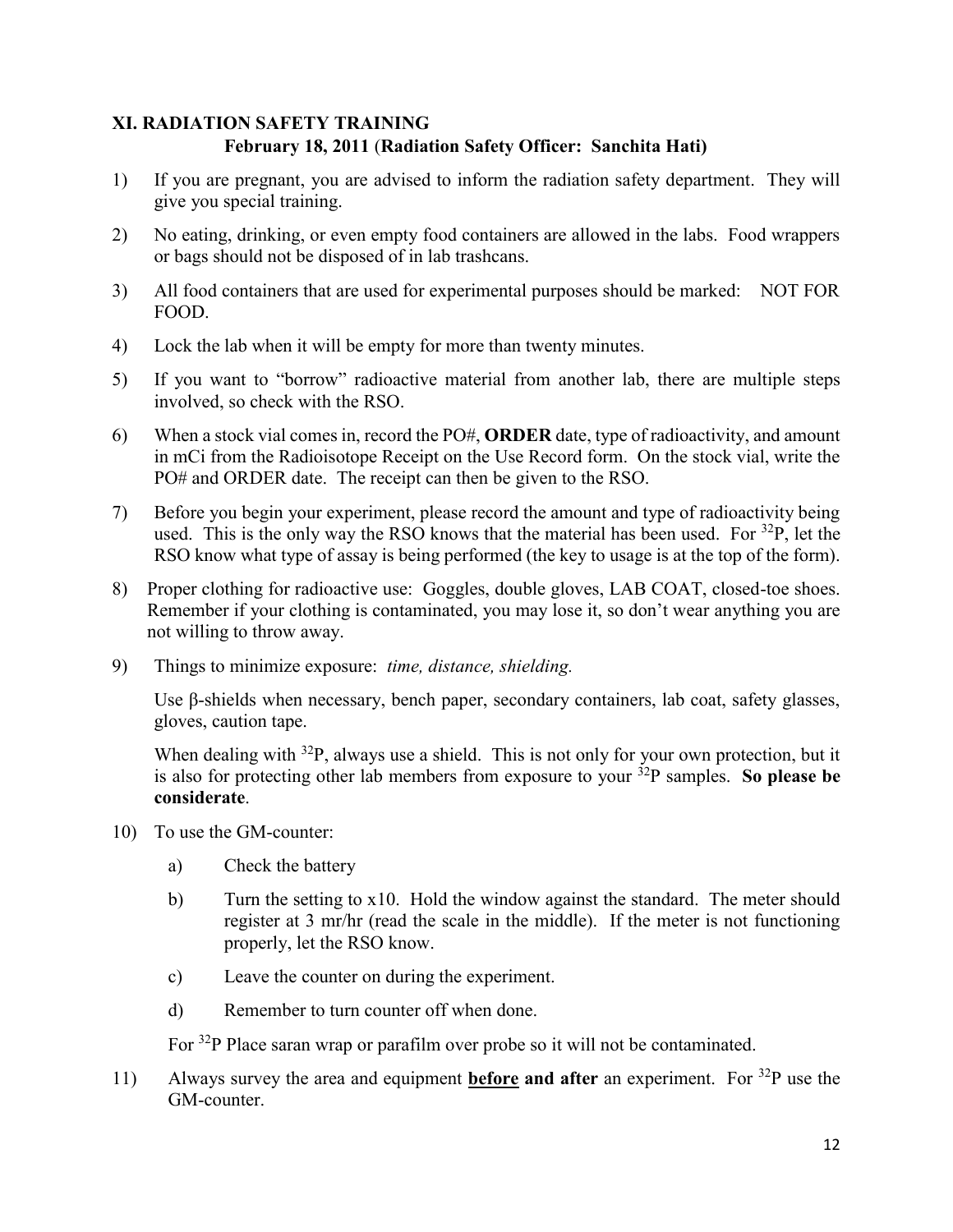## XI. RADIATION SAFETY TRAINING

**February 18, 2011** (**Radiation Safety Officer: Sanchita Hati)**

1) If you are pregnant, you are advised to inform the radiation safety department. They will give you special training.

2) No eating, drinking, or even empty food containers are allowed in the labs. Food wrappers or bags should not be disposed of in lab trashcans.

3) All food containers that are used for experimental purposes should be marked: NOT FOR FOOD.

4) Lock the lab when it will be empty for more than twenty minutes.

5) If you want to "borrow" radioactive material from another lab, there are multiple steps involved, so check with the RSO.

6) When a stock vial comes in, record the PO#, **ORDER** date, type of radioactivity, and amount in mCi from the Radioisotope Receipt on the Use Record form. On the stock vial, write the PO# and ORDER date. The receipt can then be given to the RSO.

7) Before you begin your experiment, please record the amount and type of radioactivity being used. This is the only way the RSO knows that the material has been used. For $^{32}P$, let the RSO know what type of assay is being performed (the key to usage is at the top of the form).

8) Proper clothing for radioactive use: Goggles, double gloves, LAB COAT, closed-toe shoes. Remember if your clothing is contaminated, you may lose it, so don't wear anything you are not willing to throw away.

9) Things to minimize exposure: *time, distance, shielding.*

   Use β-shields when necessary, bench paper, secondary containers, lab coat, safety glasses, gloves, caution tape.

   When dealing with $^{32}P$, always use a shield. This is not only for your own protection, but it is also for protecting other lab members from exposure to your $^{32}P$ samples. **So please be considerate**.

10) To use the GM-counter:

    a) Check the battery

    b) Turn the setting to x10. Hold the window against the standard. The meter should register at 3 mr/hr (read the scale in the middle). If the meter is not functioning properly, let the RSO know.

    c) Leave the counter on during the experiment.

    d) Remember to turn counter off when done.

    For $^{32}P$ Place saran wrap or parafilm over probe so it will not be contaminated.

11) Always survey the area and equipment **<u>before</u> and after** an experiment. For $^{32}P$ use the GM-counter.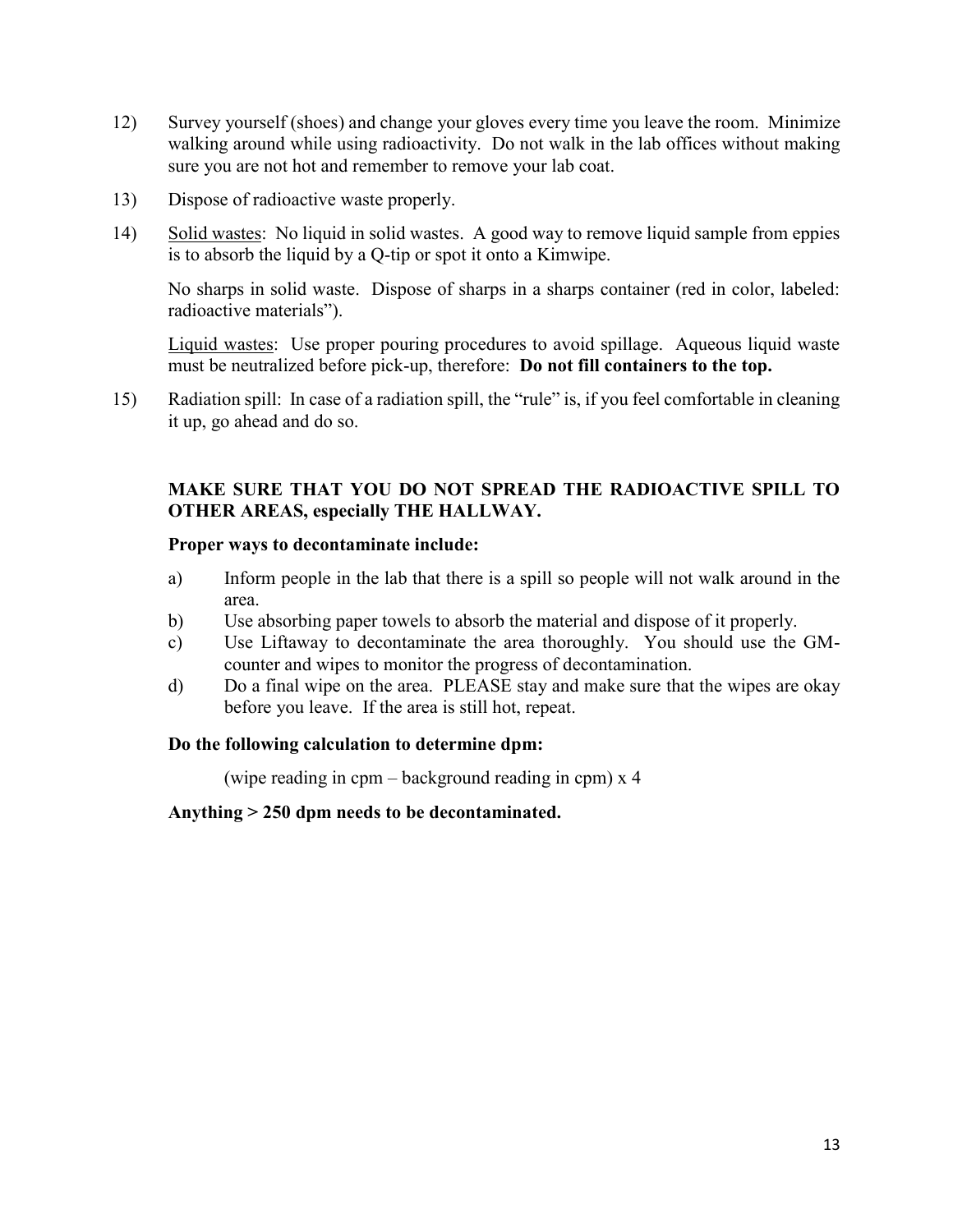12) Survey yourself (shoes) and change your gloves every time you leave the room. Minimize walking around while using radioactivity. Do not walk in the lab offices without making sure you are not hot and remember to remove your lab coat.

13) Dispose of radioactive waste properly.

14) <u>Solid wastes</u>: No liquid in solid wastes. A good way to remove liquid sample from eppies is to absorb the liquid by a Q-tip or spot it onto a Kimwipe.

    No sharps in solid waste. Dispose of sharps in a sharps container (red in color, labeled: radioactive materials").

    <u>Liquid wastes</u>: Use proper pouring procedures to avoid spillage. Aqueous liquid waste must be neutralized before pick-up, therefore: **Do not fill containers to the top.**

15) Radiation spill: In case of a radiation spill, the "rule" is, if you feel comfortable in cleaning it up, go ahead and do so.

**MAKE SURE THAT YOU DO NOT SPREAD THE RADIOACTIVE SPILL TO OTHER AREAS, especially THE HALLWAY.**

**Proper ways to decontaminate include:**

a) Inform people in the lab that there is a spill so people will not walk around in the area.
b) Use absorbing paper towels to absorb the material and dispose of it properly.
c) Use Liftaway to decontaminate the area thoroughly. You should use the GM-counter and wipes to monitor the progress of decontamination.
d) Do a final wipe on the area. PLEASE stay and make sure that the wipes are okay before you leave. If the area is still hot, repeat.

**Do the following calculation to determine dpm:**

(wipe reading in cpm – background reading in cpm) x 4

**Anything > 250 dpm needs to be decontaminated.**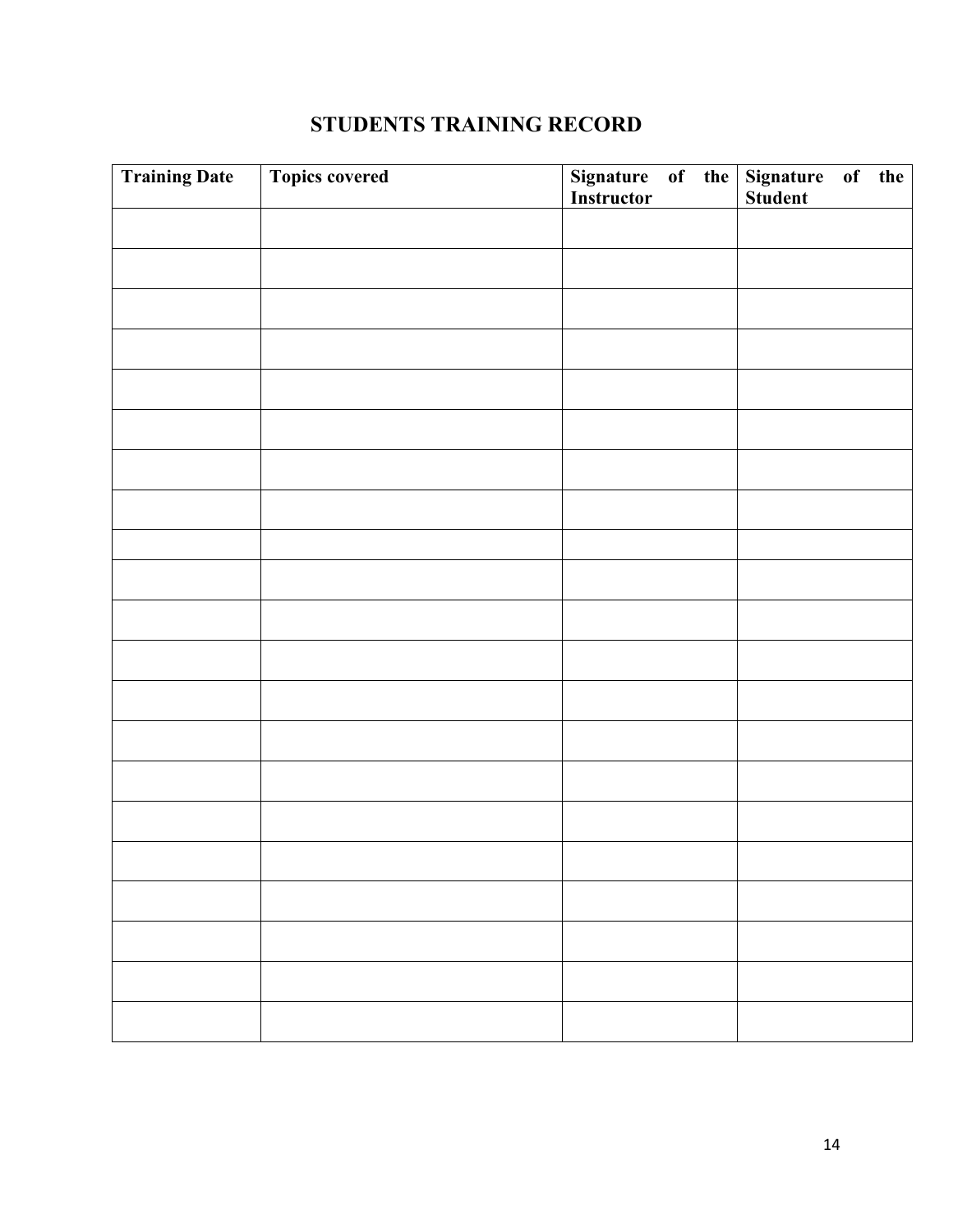# STUDENTS TRAINING RECORD

| Training Date | Topics covered | Signature of the Instructor | Signature of the Student |
| --- | --- | --- | --- |
| | | | |
| | | | |
| | | | |
| | | | |
| | | | |
| | | | |
| | | | |
| | | | |
| | | | |
| | | | |
| | | | |
| | | | |
| | | | |
| | | | |
| | | | |
| | | | |
| | | | |
| | | | |
| | | | |
| | | | |
| | | | |